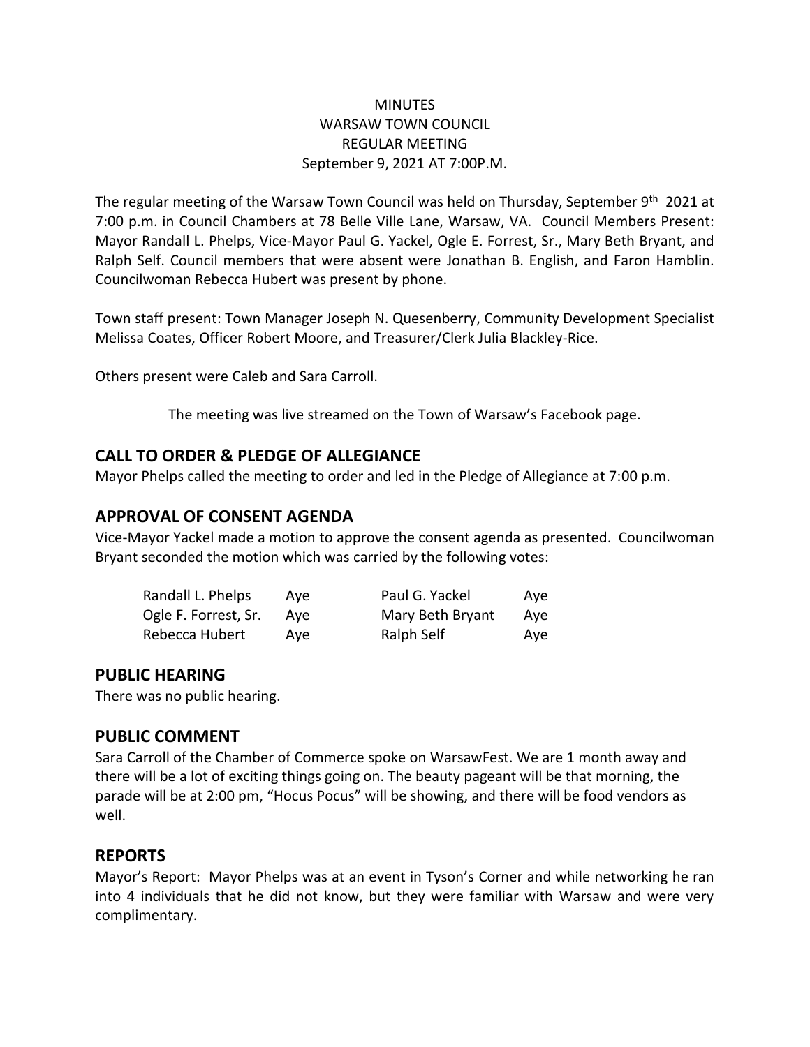MINUTES
WARSAW TOWN COUNCIL
REGULAR MEETING
September 9, 2021 AT 7:00P.M.

The regular meeting of the Warsaw Town Council was held on Thursday, September 9th 2021 at 7:00 p.m. in Council Chambers at 78 Belle Ville Lane, Warsaw, VA. Council Members Present: Mayor Randall L. Phelps, Vice-Mayor Paul G. Yackel, Ogle E. Forrest, Sr., Mary Beth Bryant, and Ralph Self. Council members that were absent were Jonathan B. English, and Faron Hamblin. Councilwoman Rebecca Hubert was present by phone.

Town staff present: Town Manager Joseph N. Quesenberry, Community Development Specialist Melissa Coates, Officer Robert Moore, and Treasurer/Clerk Julia Blackley-Rice.

Others present were Caleb and Sara Carroll.

The meeting was live streamed on the Town of Warsaw's Facebook page.

## CALL TO ORDER & PLEDGE OF ALLEGIANCE

Mayor Phelps called the meeting to order and led in the Pledge of Allegiance at 7:00 p.m.

## APPROVAL OF CONSENT AGENDA

Vice-Mayor Yackel made a motion to approve the consent agenda as presented. Councilwoman Bryant seconded the motion which was carried by the following votes:

| | | | |
|---|---|---|---|
| Randall L. Phelps | Aye | Paul G. Yackel | Aye |
| Ogle F. Forrest, Sr. | Aye | Mary Beth Bryant | Aye |
| Rebecca Hubert | Aye | Ralph Self | Aye |

## PUBLIC HEARING

There was no public hearing.

## PUBLIC COMMENT

Sara Carroll of the Chamber of Commerce spoke on WarsawFest. We are 1 month away and there will be a lot of exciting things going on. The beauty pageant will be that morning, the parade will be at 2:00 pm, "Hocus Pocus" will be showing, and there will be food vendors as well.

## REPORTS

Mayor's Report: Mayor Phelps was at an event in Tyson's Corner and while networking he ran into 4 individuals that he did not know, but they were familiar with Warsaw and were very complimentary.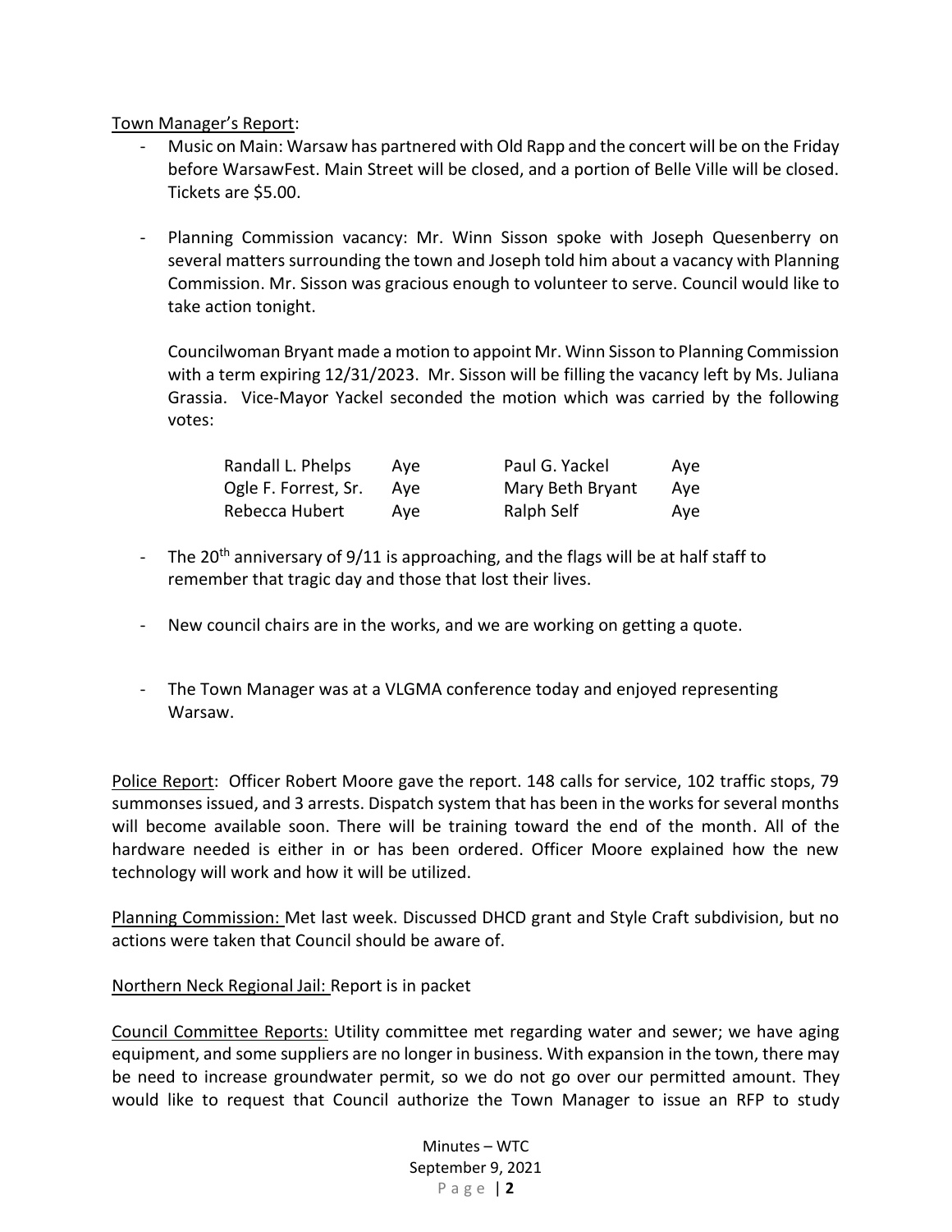Town Manager's Report:

- Music on Main: Warsaw has partnered with Old Rapp and the concert will be on the Friday before WarsawFest. Main Street will be closed, and a portion of Belle Ville will be closed. Tickets are $5.00.

- Planning Commission vacancy: Mr. Winn Sisson spoke with Joseph Quesenberry on several matters surrounding the town and Joseph told him about a vacancy with Planning Commission. Mr. Sisson was gracious enough to volunteer to serve. Council would like to take action tonight.

  Councilwoman Bryant made a motion to appoint Mr. Winn Sisson to Planning Commission with a term expiring 12/31/2023. Mr. Sisson will be filling the vacancy left by Ms. Juliana Grassia. Vice-Mayor Yackel seconded the motion which was carried by the following votes:

| | | | |
|---|---|---|---|
| Randall L. Phelps | Aye | Paul G. Yackel | Aye |
| Ogle F. Forrest, Sr. | Aye | Mary Beth Bryant | Aye |
| Rebecca Hubert | Aye | Ralph Self | Aye |

- The 20th anniversary of 9/11 is approaching, and the flags will be at half staff to remember that tragic day and those that lost their lives.

- New council chairs are in the works, and we are working on getting a quote.

- The Town Manager was at a VLGMA conference today and enjoyed representing Warsaw.

Police Report: Officer Robert Moore gave the report. 148 calls for service, 102 traffic stops, 79 summonses issued, and 3 arrests. Dispatch system that has been in the works for several months will become available soon. There will be training toward the end of the month. All of the hardware needed is either in or has been ordered. Officer Moore explained how the new technology will work and how it will be utilized.

Planning Commission: Met last week. Discussed DHCD grant and Style Craft subdivision, but no actions were taken that Council should be aware of.

Northern Neck Regional Jail: Report is in packet

Council Committee Reports: Utility committee met regarding water and sewer; we have aging equipment, and some suppliers are no longer in business. With expansion in the town, there may be need to increase groundwater permit, so we do not go over our permitted amount. They would like to request that Council authorize the Town Manager to issue an RFP to study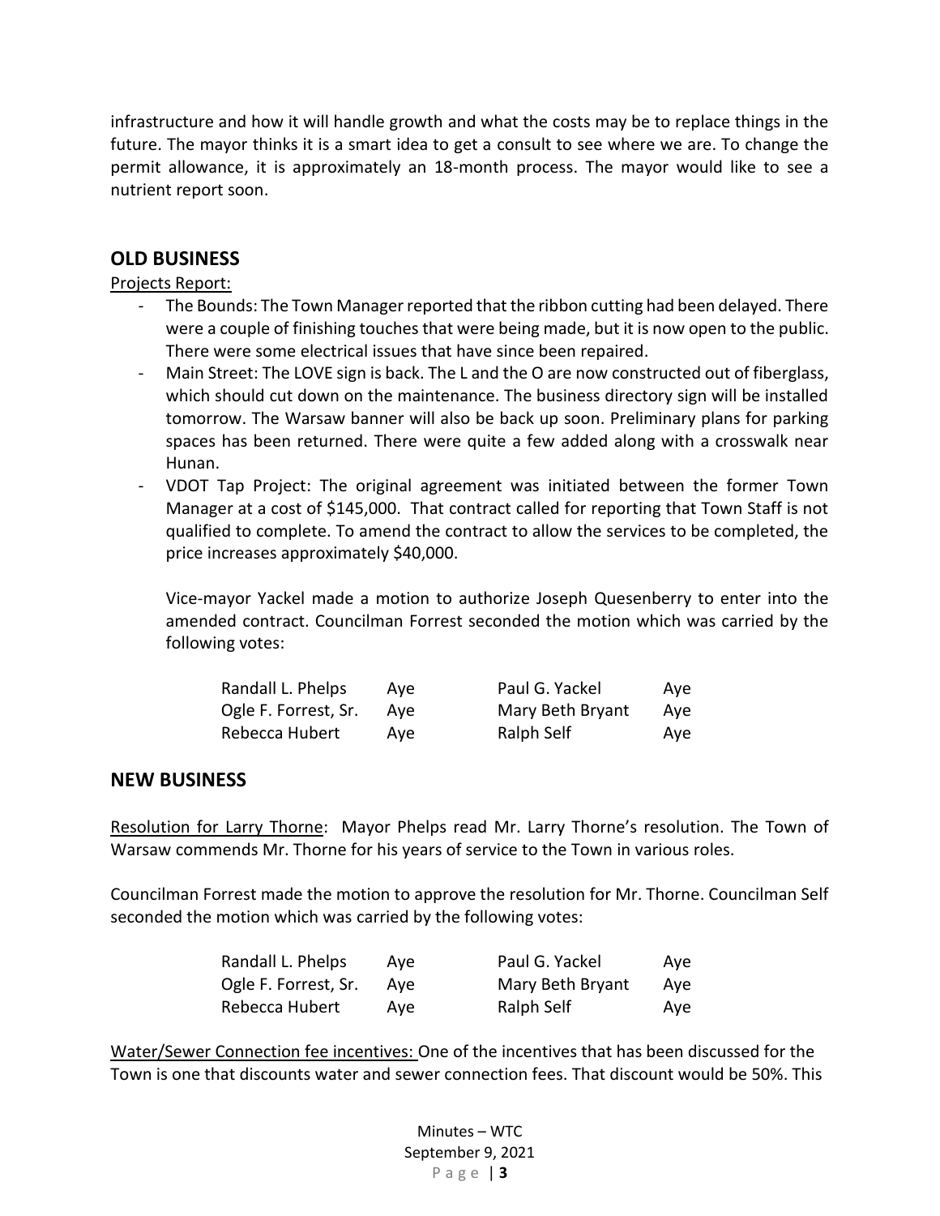infrastructure and how it will handle growth and what the costs may be to replace things in the future. The mayor thinks it is a smart idea to get a consult to see where we are. To change the permit allowance, it is approximately an 18-month process. The mayor would like to see a nutrient report soon.

## OLD BUSINESS

Projects Report:

- The Bounds: The Town Manager reported that the ribbon cutting had been delayed. There were a couple of finishing touches that were being made, but it is now open to the public. There were some electrical issues that have since been repaired.
- Main Street: The LOVE sign is back. The L and the O are now constructed out of fiberglass, which should cut down on the maintenance. The business directory sign will be installed tomorrow. The Warsaw banner will also be back up soon. Preliminary plans for parking spaces has been returned. There were quite a few added along with a crosswalk near Hunan.
- VDOT Tap Project: The original agreement was initiated between the former Town Manager at a cost of $145,000. That contract called for reporting that Town Staff is not qualified to complete. To amend the contract to allow the services to be completed, the price increases approximately $40,000.

  Vice-mayor Yackel made a motion to authorize Joseph Quesenberry to enter into the amended contract. Councilman Forrest seconded the motion which was carried by the following votes:

| | | | |
|---|---|---|---|
| Randall L. Phelps | Aye | Paul G. Yackel | Aye |
| Ogle F. Forrest, Sr. | Aye | Mary Beth Bryant | Aye |
| Rebecca Hubert | Aye | Ralph Self | Aye |

## NEW BUSINESS

Resolution for Larry Thorne: Mayor Phelps read Mr. Larry Thorne's resolution. The Town of Warsaw commends Mr. Thorne for his years of service to the Town in various roles.

Councilman Forrest made the motion to approve the resolution for Mr. Thorne. Councilman Self seconded the motion which was carried by the following votes:

| | | | |
|---|---|---|---|
| Randall L. Phelps | Aye | Paul G. Yackel | Aye |
| Ogle F. Forrest, Sr. | Aye | Mary Beth Bryant | Aye |
| Rebecca Hubert | Aye | Ralph Self | Aye |

Water/Sewer Connection fee incentives: One of the incentives that has been discussed for the Town is one that discounts water and sewer connection fees. That discount would be 50%. This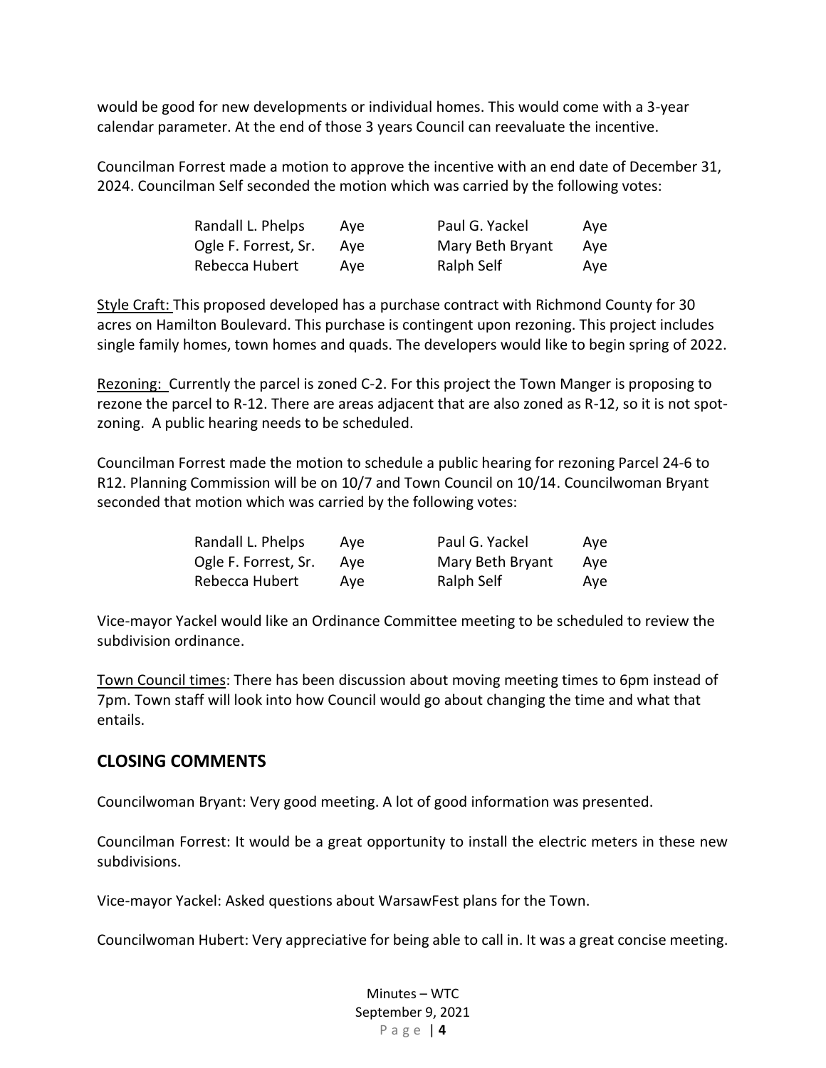would be good for new developments or individual homes. This would come with a 3-year calendar parameter. At the end of those 3 years Council can reevaluate the incentive.

Councilman Forrest made a motion to approve the incentive with an end date of December 31, 2024. Councilman Self seconded the motion which was carried by the following votes:

| | | | |
|---|---|---|---|
| Randall L. Phelps | Aye | Paul G. Yackel | Aye |
| Ogle F. Forrest, Sr. | Aye | Mary Beth Bryant | Aye |
| Rebecca Hubert | Aye | Ralph Self | Aye |

Style Craft: This proposed developed has a purchase contract with Richmond County for 30 acres on Hamilton Boulevard. This purchase is contingent upon rezoning. This project includes single family homes, town homes and quads. The developers would like to begin spring of 2022.

Rezoning: Currently the parcel is zoned C-2. For this project the Town Manger is proposing to rezone the parcel to R-12. There are areas adjacent that are also zoned as R-12, so it is not spot-zoning. A public hearing needs to be scheduled.

Councilman Forrest made the motion to schedule a public hearing for rezoning Parcel 24-6 to R12. Planning Commission will be on 10/7 and Town Council on 10/14. Councilwoman Bryant seconded that motion which was carried by the following votes:

| | | | |
|---|---|---|---|
| Randall L. Phelps | Aye | Paul G. Yackel | Aye |
| Ogle F. Forrest, Sr. | Aye | Mary Beth Bryant | Aye |
| Rebecca Hubert | Aye | Ralph Self | Aye |

Vice-mayor Yackel would like an Ordinance Committee meeting to be scheduled to review the subdivision ordinance.

Town Council times: There has been discussion about moving meeting times to 6pm instead of 7pm. Town staff will look into how Council would go about changing the time and what that entails.

## CLOSING COMMENTS

Councilwoman Bryant: Very good meeting. A lot of good information was presented.

Councilman Forrest: It would be a great opportunity to install the electric meters in these new subdivisions.

Vice-mayor Yackel: Asked questions about WarsawFest plans for the Town.

Councilwoman Hubert: Very appreciative for being able to call in. It was a great concise meeting.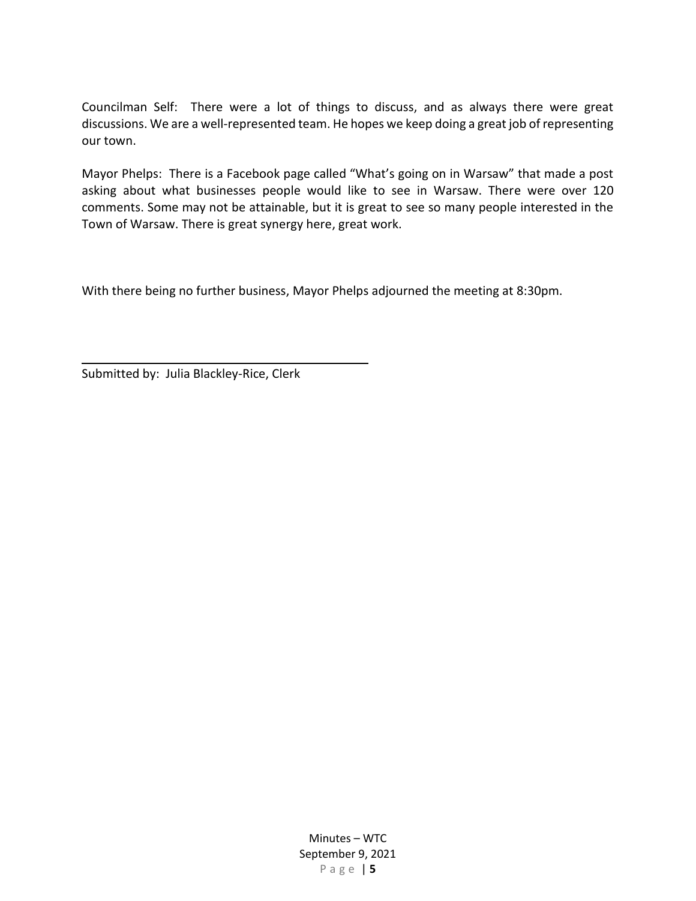Councilman Self: There were a lot of things to discuss, and as always there were great discussions. We are a well-represented team. He hopes we keep doing a great job of representing our town.

Mayor Phelps: There is a Facebook page called "What's going on in Warsaw" that made a post asking about what businesses people would like to see in Warsaw. There were over 120 comments. Some may not be attainable, but it is great to see so many people interested in the Town of Warsaw. There is great synergy here, great work.

With there being no further business, Mayor Phelps adjourned the meeting at 8:30pm.

\_\_\_\_\_\_\_\_\_\_\_\_\_\_\_\_\_\_\_\_\_\_\_\_\_\_\_\_\_\_\_\_\_\_\_\_\_\_\_\_

Submitted by: Julia Blackley-Rice, Clerk